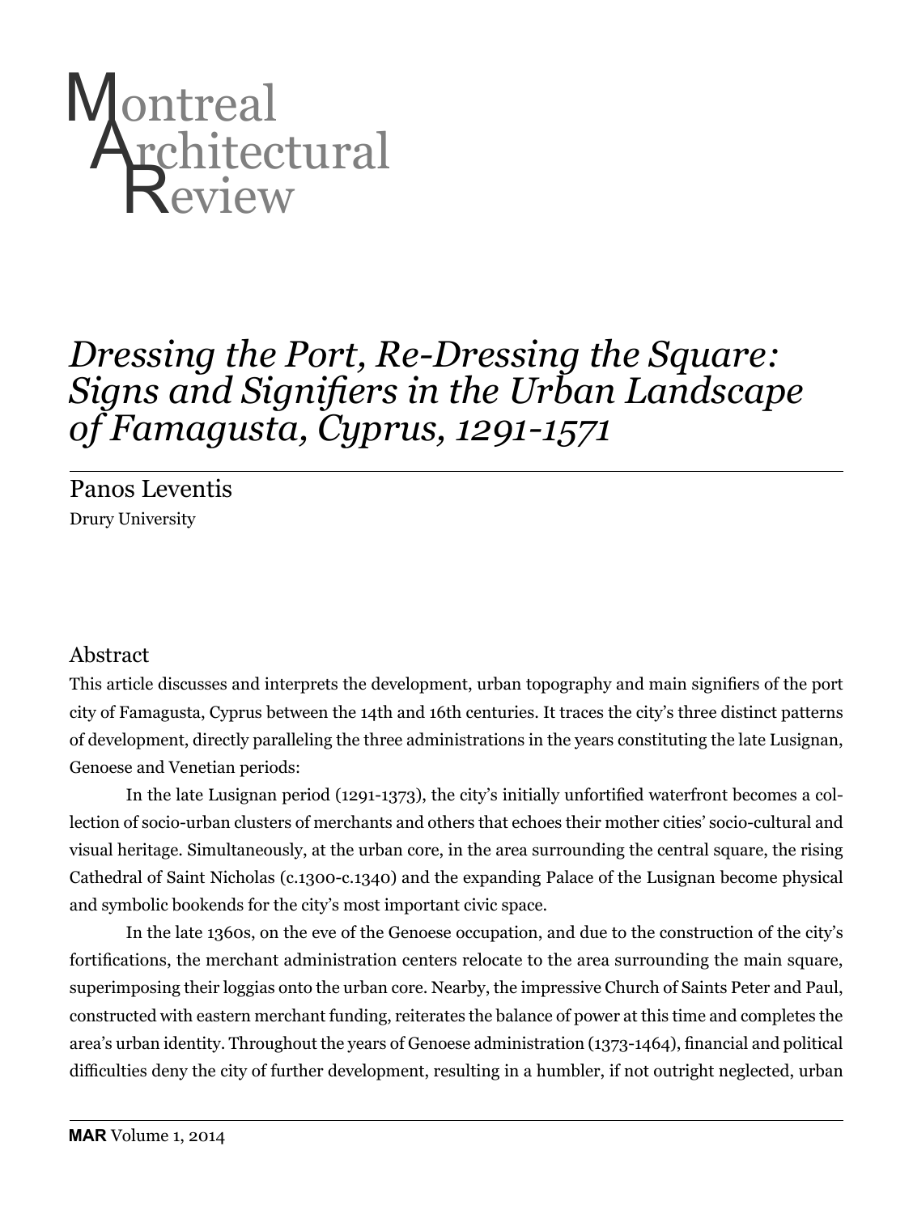# Montreal Architectural Review

## *Dressing the Port, Re-Dressing the Square: Signs and Signifiers in the Urban Landscape of Famagusta, Cyprus, 1291-1571*

Panos Leventis

Drury University

### Abstract

This article discusses and interprets the development, urban topography and main signifiers of the port city of Famagusta, Cyprus between the 14th and 16th centuries. It traces the city's three distinct patterns of development, directly paralleling the three administrations in the years constituting the late Lusignan, Genoese and Venetian periods:

In the late Lusignan period (1291-1373), the city's initially unfortified waterfront becomes a collection of socio-urban clusters of merchants and others that echoes their mother cities' socio-cultural and visual heritage. Simultaneously, at the urban core, in the area surrounding the central square, the rising Cathedral of Saint Nicholas (c.1300-c.1340) and the expanding Palace of the Lusignan become physical and symbolic bookends for the city's most important civic space.

In the late 1360s, on the eve of the Genoese occupation, and due to the construction of the city's fortifications, the merchant administration centers relocate to the area surrounding the main square, superimposing their loggias onto the urban core. Nearby, the impressive Church of Saints Peter and Paul, constructed with eastern merchant funding, reiterates the balance of power at this time and completes the area's urban identity. Throughout the years of Genoese administration (1373-1464), financial and political difficulties deny the city of further development, resulting in a humbler, if not outright neglected, urban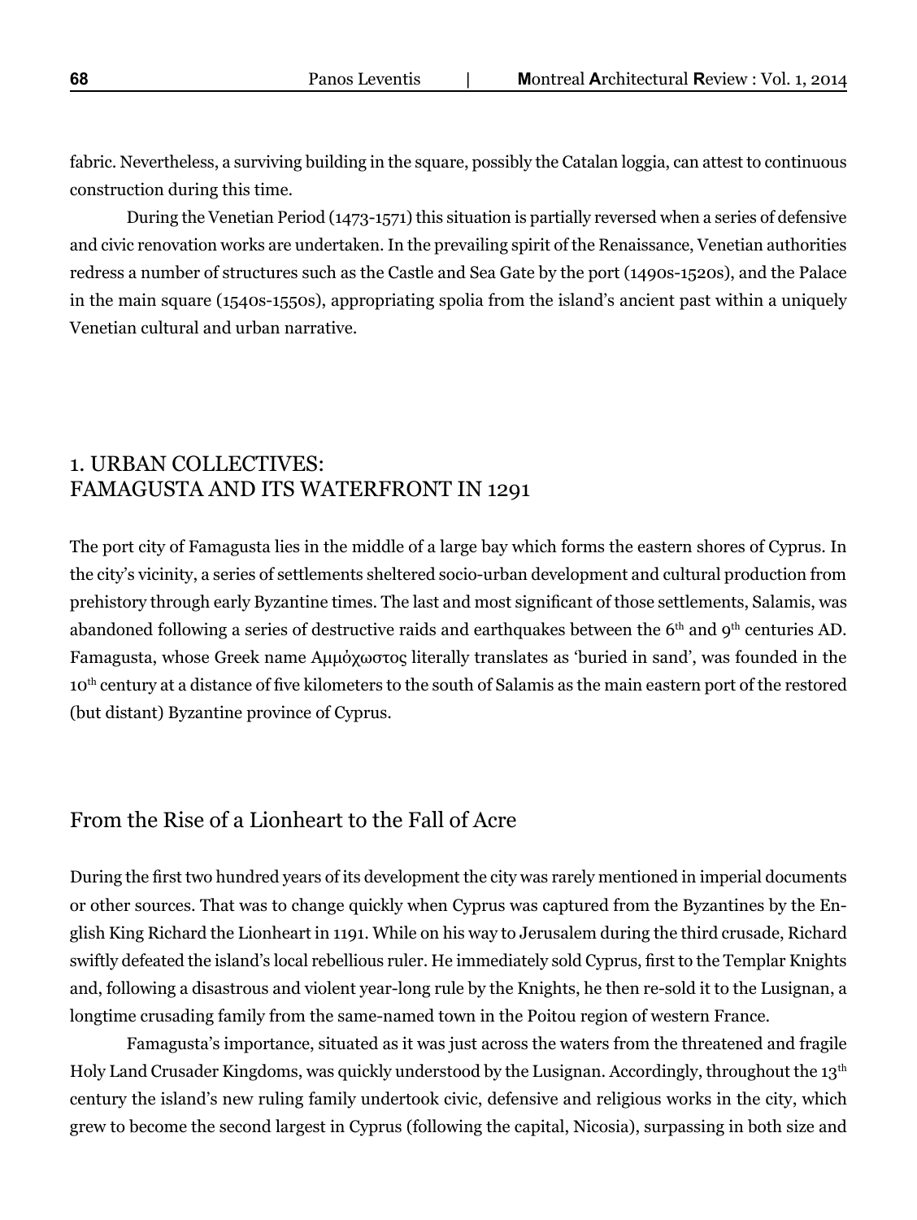fabric. Nevertheless, a surviving building in the square, possibly the Catalan loggia, can attest to continuous construction during this time.

During the Venetian Period (1473-1571) this situation is partially reversed when a series of defensive and civic renovation works are undertaken. In the prevailing spirit of the Renaissance, Venetian authorities redress a number of structures such as the Castle and Sea Gate by the port (1490s-1520s), and the Palace in the main square (1540s-1550s), appropriating spolia from the island's ancient past within a uniquely Venetian cultural and urban narrative.

## 1. URBAN COLLECTIVES: FAMAGUSTA AND ITS WATERFRONT IN 1291

The port city of Famagusta lies in the middle of a large bay which forms the eastern shores of Cyprus. In the city's vicinity, a series of settlements sheltered socio-urban development and cultural production from prehistory through early Byzantine times. The last and most significant of those settlements, Salamis, was abandoned following a series of destructive raids and earthquakes between the 6th and 9th centuries AD. Famagusta, whose Greek name Αμμόχωστος literally translates as 'buried in sand', was founded in the 10th century at a distance of five kilometers to the south of Salamis as the main eastern port of the restored (but distant) Byzantine province of Cyprus.

### From the Rise of a Lionheart to the Fall of Acre

During the first two hundred years of its development the city was rarely mentioned in imperial documents or other sources. That was to change quickly when Cyprus was captured from the Byzantines by the English King Richard the Lionheart in 1191. While on his way to Jerusalem during the third crusade, Richard swiftly defeated the island's local rebellious ruler. He immediately sold Cyprus, first to the Templar Knights and, following a disastrous and violent year-long rule by the Knights, he then re-sold it to the Lusignan, a longtime crusading family from the same-named town in the Poitou region of western France.

Famagusta's importance, situated as it was just across the waters from the threatened and fragile Holy Land Crusader Kingdoms, was quickly understood by the Lusignan. Accordingly, throughout the 13th century the island's new ruling family undertook civic, defensive and religious works in the city, which grew to become the second largest in Cyprus (following the capital, Nicosia), surpassing in both size and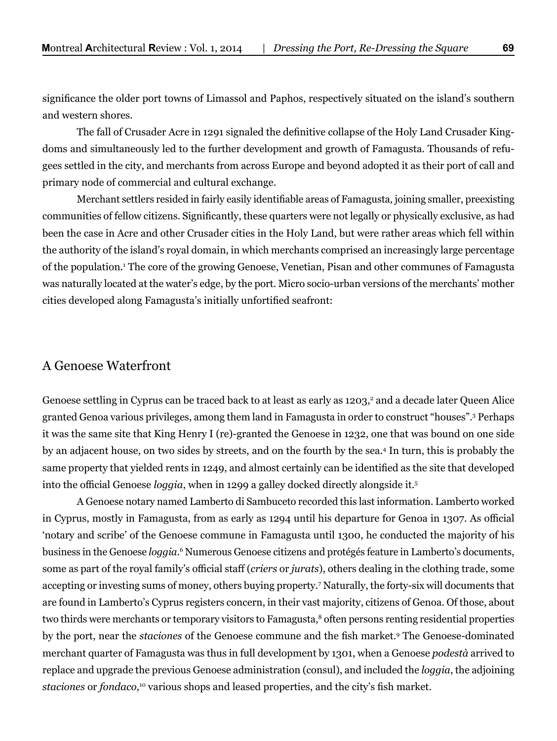significance the older port towns of Limassol and Paphos, respectively situated on the island's southern and western shores.

The fall of Crusader Acre in 1291 signaled the definitive collapse of the Holy Land Crusader Kingdoms and simultaneously led to the further development and growth of Famagusta. Thousands of refugees settled in the city, and merchants from across Europe and beyond adopted it as their port of call and primary node of commercial and cultural exchange.

Merchant settlers resided in fairly easily identifiable areas of Famagusta, joining smaller, preexisting communities of fellow citizens. Significantly, these quarters were not legally or physically exclusive, as had been the case in Acre and other Crusader cities in the Holy Land, but were rather areas which fell within the authority of the island's royal domain, in which merchants comprised an increasingly large percentage of the population.[1] The core of the growing Genoese, Venetian, Pisan and other communes of Famagusta was naturally located at the water's edge, by the port. Micro socio-urban versions of the merchants' mother cities developed along Famagusta's initially unfortified seafront:

## A Genoese Waterfront

Genoese settling in Cyprus can be traced back to at least as early as 1203,[2] and a decade later Queen Alice granted Genoa various privileges, among them land in Famagusta in order to construct "houses".[3] Perhaps it was the same site that King Henry I (re)-granted the Genoese in 1232, one that was bound on one side by an adjacent house, on two sides by streets, and on the fourth by the sea.[4] In turn, this is probably the same property that yielded rents in 1249, and almost certainly can be identified as the site that developed into the official Genoese *loggia*, when in 1299 a galley docked directly alongside it.[5]

A Genoese notary named Lamberto di Sambuceto recorded this last information. Lamberto worked in Cyprus, mostly in Famagusta, from as early as 1294 until his departure for Genoa in 1307. As official 'notary and scribe' of the Genoese commune in Famagusta until 1300, he conducted the majority of his business in the Genoese *loggia*.[6] Numerous Genoese citizens and protégés feature in Lamberto's documents, some as part of the royal family's official staff (*criers* or *jurats*), others dealing in the clothing trade, some accepting or investing sums of money, others buying property.[7] Naturally, the forty-six will documents that are found in Lamberto's Cyprus registers concern, in their vast majority, citizens of Genoa. Of those, about two thirds were merchants or temporary visitors to Famagusta,[8] often persons renting residential properties by the port, near the *staciones* of the Genoese commune and the fish market.[9] The Genoese-dominated merchant quarter of Famagusta was thus in full development by 1301, when a Genoese *podestà* arrived to replace and upgrade the previous Genoese administration (consul), and included the *loggia*, the adjoining *staciones* or *fondaco*,[10] various shops and leased properties, and the city's fish market.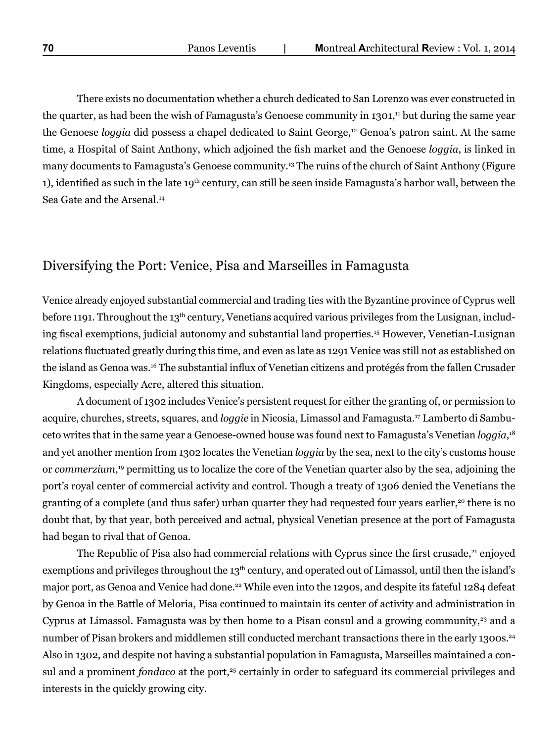There exists no documentation whether a church dedicated to San Lorenzo was ever constructed in the quarter, as had been the wish of Famagusta's Genoese community in 1301,[11] but during the same year the Genoese *loggia* did possess a chapel dedicated to Saint George,[12] Genoa's patron saint. At the same time, a Hospital of Saint Anthony, which adjoined the fish market and the Genoese *loggia*, is linked in many documents to Famagusta's Genoese community.[13] The ruins of the church of Saint Anthony (Figure 1), identified as such in the late 19th century, can still be seen inside Famagusta's harbor wall, between the Sea Gate and the Arsenal.[14]

## Diversifying the Port: Venice, Pisa and Marseilles in Famagusta

Venice already enjoyed substantial commercial and trading ties with the Byzantine province of Cyprus well before 1191. Throughout the 13th century, Venetians acquired various privileges from the Lusignan, including fiscal exemptions, judicial autonomy and substantial land properties.[15] However, Venetian-Lusignan relations fluctuated greatly during this time, and even as late as 1291 Venice was still not as established on the island as Genoa was.[16] The substantial influx of Venetian citizens and protégés from the fallen Crusader Kingdoms, especially Acre, altered this situation.

A document of 1302 includes Venice's persistent request for either the granting of, or permission to acquire, churches, streets, squares, and *loggie* in Nicosia, Limassol and Famagusta.[17] Lamberto di Sambuceto writes that in the same year a Genoese-owned house was found next to Famagusta's Venetian *loggia*,[18] and yet another mention from 1302 locates the Venetian *loggia* by the sea, next to the city's customs house or *commerzium*,[19] permitting us to localize the core of the Venetian quarter also by the sea, adjoining the port's royal center of commercial activity and control. Though a treaty of 1306 denied the Venetians the granting of a complete (and thus safer) urban quarter they had requested four years earlier,[20] there is no doubt that, by that year, both perceived and actual, physical Venetian presence at the port of Famagusta had began to rival that of Genoa.

The Republic of Pisa also had commercial relations with Cyprus since the first crusade,[21] enjoyed exemptions and privileges throughout the 13th century, and operated out of Limassol, until then the island's major port, as Genoa and Venice had done.[22] While even into the 1290s, and despite its fateful 1284 defeat by Genoa in the Battle of Meloria, Pisa continued to maintain its center of activity and administration in Cyprus at Limassol. Famagusta was by then home to a Pisan consul and a growing community,[23] and a number of Pisan brokers and middlemen still conducted merchant transactions there in the early 1300s.[24] Also in 1302, and despite not having a substantial population in Famagusta, Marseilles maintained a consul and a prominent *fondaco* at the port,[25] certainly in order to safeguard its commercial privileges and interests in the quickly growing city.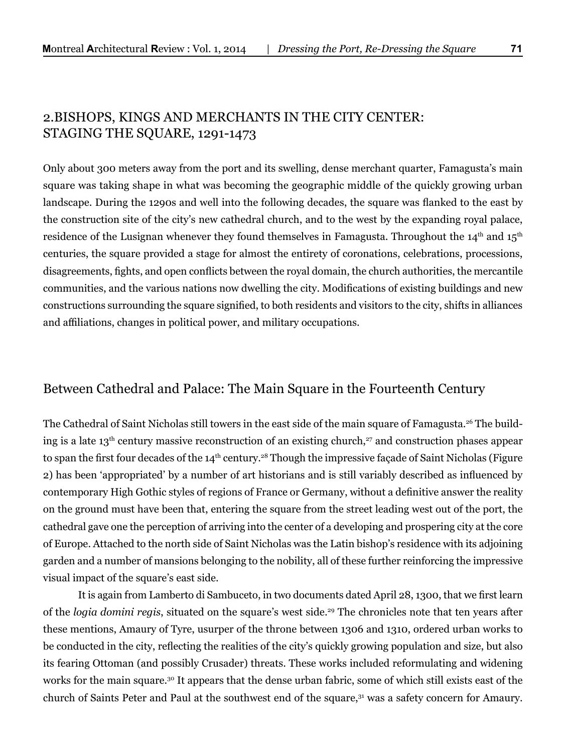## 2.BISHOPS, KINGS AND MERCHANTS IN THE CITY CENTER: STAGING THE SQUARE, 1291-1473

Only about 300 meters away from the port and its swelling, dense merchant quarter, Famagusta's main square was taking shape in what was becoming the geographic middle of the quickly growing urban landscape. During the 1290s and well into the following decades, the square was flanked to the east by the construction site of the city's new cathedral church, and to the west by the expanding royal palace, residence of the Lusignan whenever they found themselves in Famagusta. Throughout the 14th and 15th centuries, the square provided a stage for almost the entirety of coronations, celebrations, processions, disagreements, fights, and open conflicts between the royal domain, the church authorities, the mercantile communities, and the various nations now dwelling the city. Modifications of existing buildings and new constructions surrounding the square signified, to both residents and visitors to the city, shifts in alliances and affiliations, changes in political power, and military occupations.

### Between Cathedral and Palace: The Main Square in the Fourteenth Century

The Cathedral of Saint Nicholas still towers in the east side of the main square of Famagusta.[26] The building is a late 13th century massive reconstruction of an existing church,[27] and construction phases appear to span the first four decades of the 14th century.[28] Though the impressive façade of Saint Nicholas (Figure 2) has been 'appropriated' by a number of art historians and is still variably described as influenced by contemporary High Gothic styles of regions of France or Germany, without a definitive answer the reality on the ground must have been that, entering the square from the street leading west out of the port, the cathedral gave one the perception of arriving into the center of a developing and prospering city at the core of Europe. Attached to the north side of Saint Nicholas was the Latin bishop's residence with its adjoining garden and a number of mansions belonging to the nobility, all of these further reinforcing the impressive visual impact of the square's east side.

It is again from Lamberto di Sambuceto, in two documents dated April 28, 1300, that we first learn of the *logia domini regis*, situated on the square's west side.[29] The chronicles note that ten years after these mentions, Amaury of Tyre, usurper of the throne between 1306 and 1310, ordered urban works to be conducted in the city, reflecting the realities of the city's quickly growing population and size, but also its fearing Ottoman (and possibly Crusader) threats. These works included reformulating and widening works for the main square.[30] It appears that the dense urban fabric, some of which still exists east of the church of Saints Peter and Paul at the southwest end of the square,[31] was a safety concern for Amaury.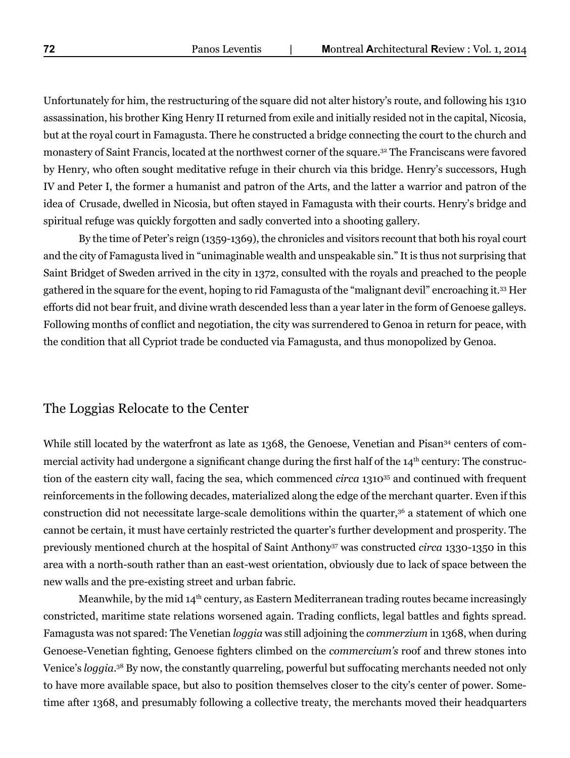Unfortunately for him, the restructuring of the square did not alter history's route, and following his 1310 assassination, his brother King Henry II returned from exile and initially resided not in the capital, Nicosia, but at the royal court in Famagusta. There he constructed a bridge connecting the court to the church and monastery of Saint Francis, located at the northwest corner of the square.[32] The Franciscans were favored by Henry, who often sought meditative refuge in their church via this bridge. Henry's successors, Hugh IV and Peter I, the former a humanist and patron of the Arts, and the latter a warrior and patron of the idea of Crusade, dwelled in Nicosia, but often stayed in Famagusta with their courts. Henry's bridge and spiritual refuge was quickly forgotten and sadly converted into a shooting gallery.

By the time of Peter's reign (1359-1369), the chronicles and visitors recount that both his royal court and the city of Famagusta lived in "unimaginable wealth and unspeakable sin." It is thus not surprising that Saint Bridget of Sweden arrived in the city in 1372, consulted with the royals and preached to the people gathered in the square for the event, hoping to rid Famagusta of the "malignant devil" encroaching it.[33] Her efforts did not bear fruit, and divine wrath descended less than a year later in the form of Genoese galleys. Following months of conflict and negotiation, the city was surrendered to Genoa in return for peace, with the condition that all Cypriot trade be conducted via Famagusta, and thus monopolized by Genoa.

## The Loggias Relocate to the Center

While still located by the waterfront as late as 1368, the Genoese, Venetian and Pisan[34] centers of commercial activity had undergone a significant change during the first half of the 14th century: The construction of the eastern city wall, facing the sea, which commenced *circa* 1310[35] and continued with frequent reinforcements in the following decades, materialized along the edge of the merchant quarter. Even if this construction did not necessitate large-scale demolitions within the quarter,[36] a statement of which one cannot be certain, it must have certainly restricted the quarter's further development and prosperity. The previously mentioned church at the hospital of Saint Anthony[37] was constructed *circa* 1330-1350 in this area with a north-south rather than an east-west orientation, obviously due to lack of space between the new walls and the pre-existing street and urban fabric.

Meanwhile, by the mid 14th century, as Eastern Mediterranean trading routes became increasingly constricted, maritime state relations worsened again. Trading conflicts, legal battles and fights spread. Famagusta was not spared: The Venetian *loggia* was still adjoining the *commerzium* in 1368, when during Genoese-Venetian fighting, Genoese fighters climbed on the *commercium's* roof and threw stones into Venice's *loggia*.[38] By now, the constantly quarreling, powerful but suffocating merchants needed not only to have more available space, but also to position themselves closer to the city's center of power. Sometime after 1368, and presumably following a collective treaty, the merchants moved their headquarters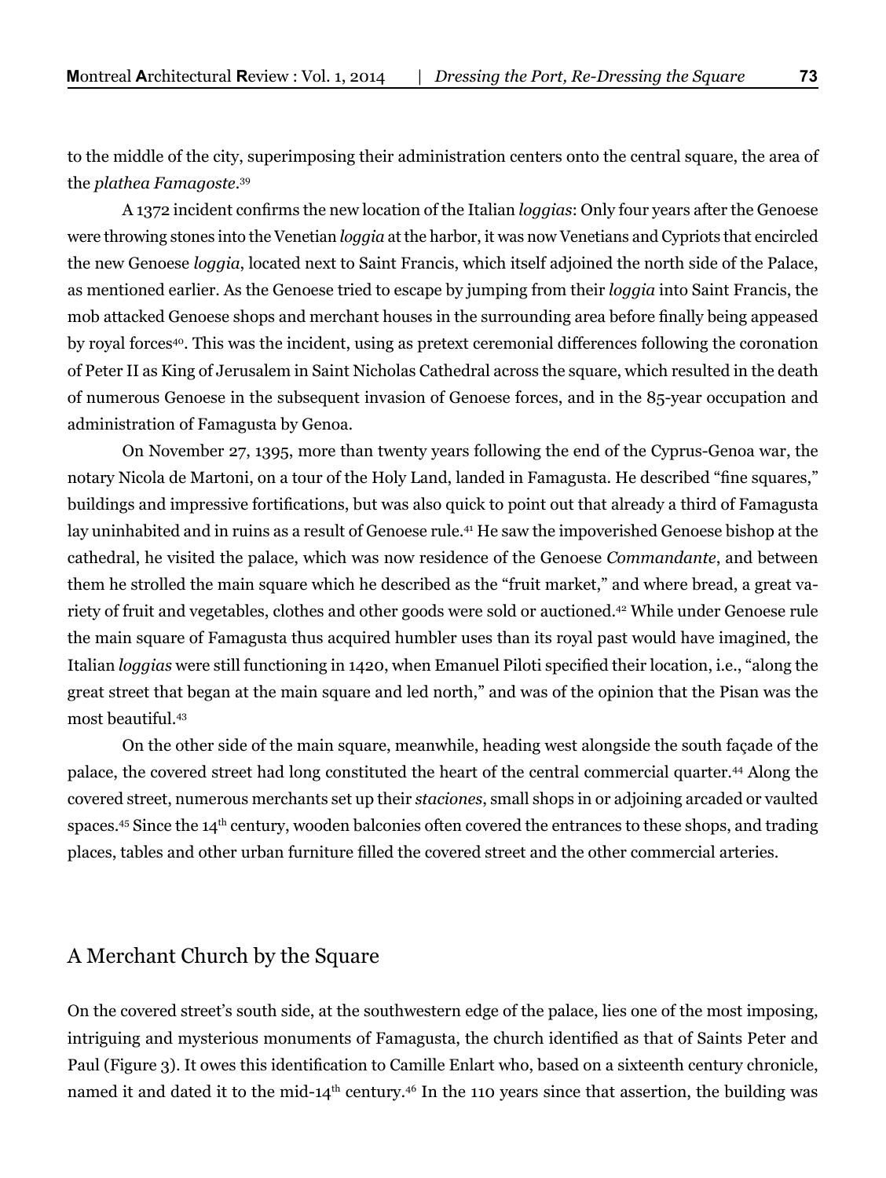to the middle of the city, superimposing their administration centers onto the central square, the area of the *plathea Famagoste*.[39]

A 1372 incident confirms the new location of the Italian *loggias*: Only four years after the Genoese were throwing stones into the Venetian *loggia* at the harbor, it was now Venetians and Cypriots that encircled the new Genoese *loggia*, located next to Saint Francis, which itself adjoined the north side of the Palace, as mentioned earlier. As the Genoese tried to escape by jumping from their *loggia* into Saint Francis, the mob attacked Genoese shops and merchant houses in the surrounding area before finally being appeased by royal forces[40]. This was the incident, using as pretext ceremonial differences following the coronation of Peter II as King of Jerusalem in Saint Nicholas Cathedral across the square, which resulted in the death of numerous Genoese in the subsequent invasion of Genoese forces, and in the 85-year occupation and administration of Famagusta by Genoa.

On November 27, 1395, more than twenty years following the end of the Cyprus-Genoa war, the notary Nicola de Martoni, on a tour of the Holy Land, landed in Famagusta. He described "fine squares," buildings and impressive fortifications, but was also quick to point out that already a third of Famagusta lay uninhabited and in ruins as a result of Genoese rule.[41] He saw the impoverished Genoese bishop at the cathedral, he visited the palace, which was now residence of the Genoese *Commandante*, and between them he strolled the main square which he described as the "fruit market," and where bread, a great variety of fruit and vegetables, clothes and other goods were sold or auctioned.[42] While under Genoese rule the main square of Famagusta thus acquired humbler uses than its royal past would have imagined, the Italian *loggias* were still functioning in 1420, when Emanuel Piloti specified their location, i.e., "along the great street that began at the main square and led north," and was of the opinion that the Pisan was the most beautiful.[43]

On the other side of the main square, meanwhile, heading west alongside the south façade of the palace, the covered street had long constituted the heart of the central commercial quarter.[44] Along the covered street, numerous merchants set up their *staciones*, small shops in or adjoining arcaded or vaulted spaces.[45] Since the 14th century, wooden balconies often covered the entrances to these shops, and trading places, tables and other urban furniture filled the covered street and the other commercial arteries.

## A Merchant Church by the Square

On the covered street's south side, at the southwestern edge of the palace, lies one of the most imposing, intriguing and mysterious monuments of Famagusta, the church identified as that of Saints Peter and Paul (Figure 3). It owes this identification to Camille Enlart who, based on a sixteenth century chronicle, named it and dated it to the mid-14th century.[46] In the 110 years since that assertion, the building was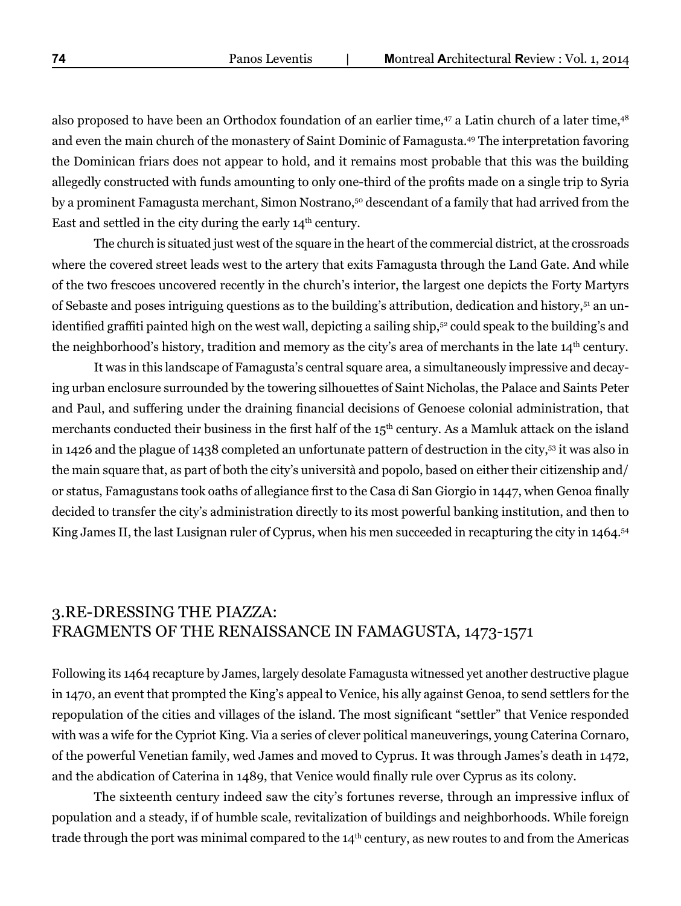also proposed to have been an Orthodox foundation of an earlier time,[47] a Latin church of a later time,[48] and even the main church of the monastery of Saint Dominic of Famagusta.[49] The interpretation favoring the Dominican friars does not appear to hold, and it remains most probable that this was the building allegedly constructed with funds amounting to only one-third of the profits made on a single trip to Syria by a prominent Famagusta merchant, Simon Nostrano,[50] descendant of a family that had arrived from the East and settled in the city during the early 14th century.

The church is situated just west of the square in the heart of the commercial district, at the crossroads where the covered street leads west to the artery that exits Famagusta through the Land Gate. And while of the two frescoes uncovered recently in the church's interior, the largest one depicts the Forty Martyrs of Sebaste and poses intriguing questions as to the building's attribution, dedication and history,[51] an unidentified graffiti painted high on the west wall, depicting a sailing ship,[52] could speak to the building's and the neighborhood's history, tradition and memory as the city's area of merchants in the late 14th century.

It was in this landscape of Famagusta's central square area, a simultaneously impressive and decaying urban enclosure surrounded by the towering silhouettes of Saint Nicholas, the Palace and Saints Peter and Paul, and suffering under the draining financial decisions of Genoese colonial administration, that merchants conducted their business in the first half of the 15th century. As a Mamluk attack on the island in 1426 and the plague of 1438 completed an unfortunate pattern of destruction in the city,[53] it was also in the main square that, as part of both the city's università and popolo, based on either their citizenship and/or status, Famagustans took oaths of allegiance first to the Casa di San Giorgio in 1447, when Genoa finally decided to transfer the city's administration directly to its most powerful banking institution, and then to King James II, the last Lusignan ruler of Cyprus, when his men succeeded in recapturing the city in 1464.[54]

## 3.RE-DRESSING THE PIAZZA: FRAGMENTS OF THE RENAISSANCE IN FAMAGUSTA, 1473-1571

Following its 1464 recapture by James, largely desolate Famagusta witnessed yet another destructive plague in 1470, an event that prompted the King's appeal to Venice, his ally against Genoa, to send settlers for the repopulation of the cities and villages of the island. The most significant "settler" that Venice responded with was a wife for the Cypriot King. Via a series of clever political maneuverings, young Caterina Cornaro, of the powerful Venetian family, wed James and moved to Cyprus. It was through James's death in 1472, and the abdication of Caterina in 1489, that Venice would finally rule over Cyprus as its colony.

The sixteenth century indeed saw the city's fortunes reverse, through an impressive influx of population and a steady, if of humble scale, revitalization of buildings and neighborhoods. While foreign trade through the port was minimal compared to the 14th century, as new routes to and from the Americas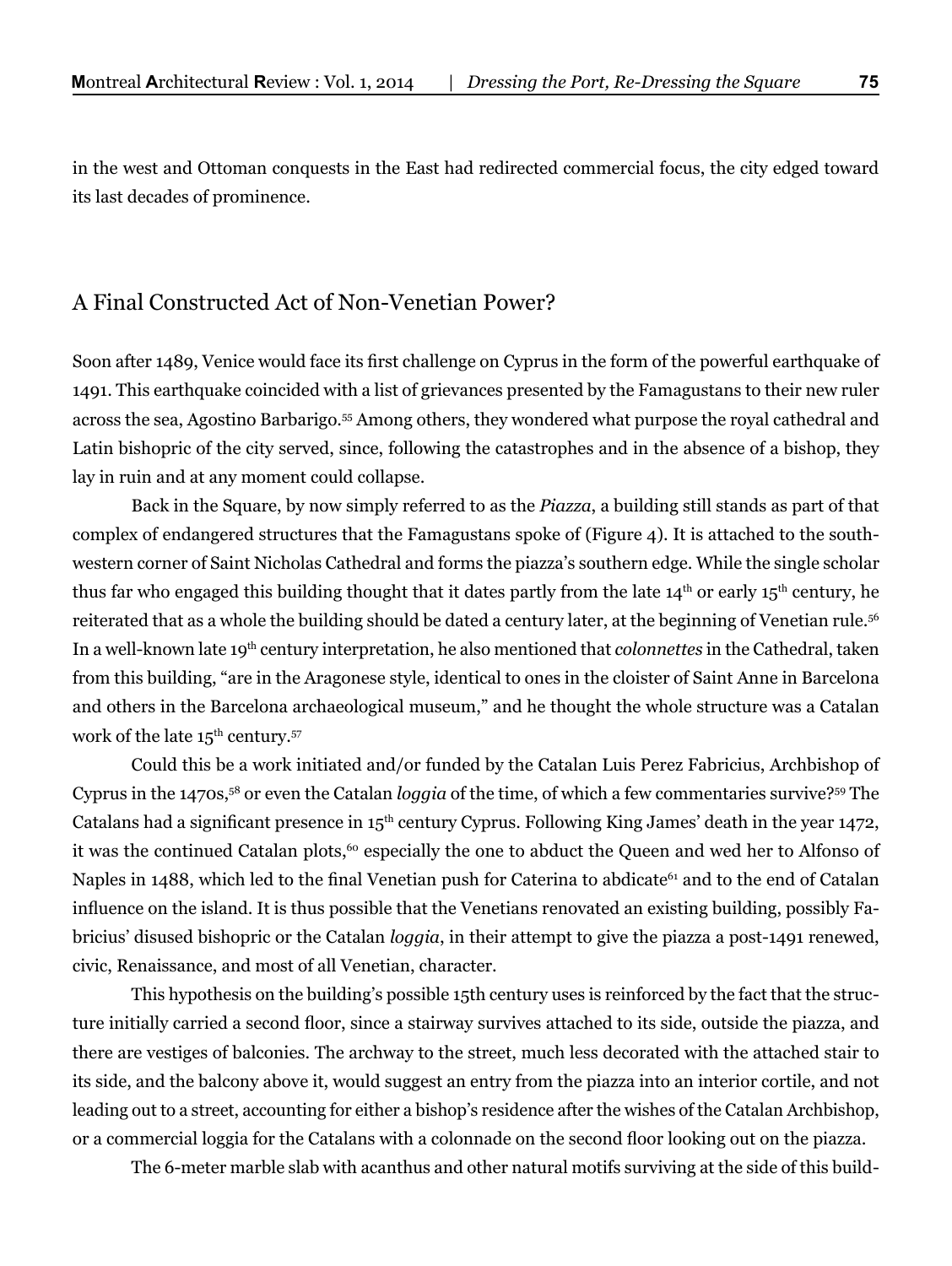in the west and Ottoman conquests in the East had redirected commercial focus, the city edged toward its last decades of prominence.

## A Final Constructed Act of Non-Venetian Power?

Soon after 1489, Venice would face its first challenge on Cyprus in the form of the powerful earthquake of 1491. This earthquake coincided with a list of grievances presented by the Famagustans to their new ruler across the sea, Agostino Barbarigo.[55] Among others, they wondered what purpose the royal cathedral and Latin bishopric of the city served, since, following the catastrophes and in the absence of a bishop, they lay in ruin and at any moment could collapse.

Back in the Square, by now simply referred to as the *Piazza*, a building still stands as part of that complex of endangered structures that the Famagustans spoke of (Figure 4). It is attached to the south-western corner of Saint Nicholas Cathedral and forms the piazza's southern edge. While the single scholar thus far who engaged this building thought that it dates partly from the late 14th or early 15th century, he reiterated that as a whole the building should be dated a century later, at the beginning of Venetian rule.[56] In a well-known late 19th century interpretation, he also mentioned that *colonnettes* in the Cathedral, taken from this building, "are in the Aragonese style, identical to ones in the cloister of Saint Anne in Barcelona and others in the Barcelona archaeological museum," and he thought the whole structure was a Catalan work of the late 15th century.[57]

Could this be a work initiated and/or funded by the Catalan Luis Perez Fabricius, Archbishop of Cyprus in the 1470s,[58] or even the Catalan *loggia* of the time, of which a few commentaries survive?[59] The Catalans had a significant presence in 15th century Cyprus. Following King James' death in the year 1472, it was the continued Catalan plots,[60] especially the one to abduct the Queen and wed her to Alfonso of Naples in 1488, which led to the final Venetian push for Caterina to abdicate[61] and to the end of Catalan influence on the island. It is thus possible that the Venetians renovated an existing building, possibly Fabricius' disused bishopric or the Catalan *loggia*, in their attempt to give the piazza a post-1491 renewed, civic, Renaissance, and most of all Venetian, character.

This hypothesis on the building's possible 15th century uses is reinforced by the fact that the structure initially carried a second floor, since a stairway survives attached to its side, outside the piazza, and there are vestiges of balconies. The archway to the street, much less decorated with the attached stair to its side, and the balcony above it, would suggest an entry from the piazza into an interior cortile, and not leading out to a street, accounting for either a bishop's residence after the wishes of the Catalan Archbishop, or a commercial loggia for the Catalans with a colonnade on the second floor looking out on the piazza.

The 6-meter marble slab with acanthus and other natural motifs surviving at the side of this build-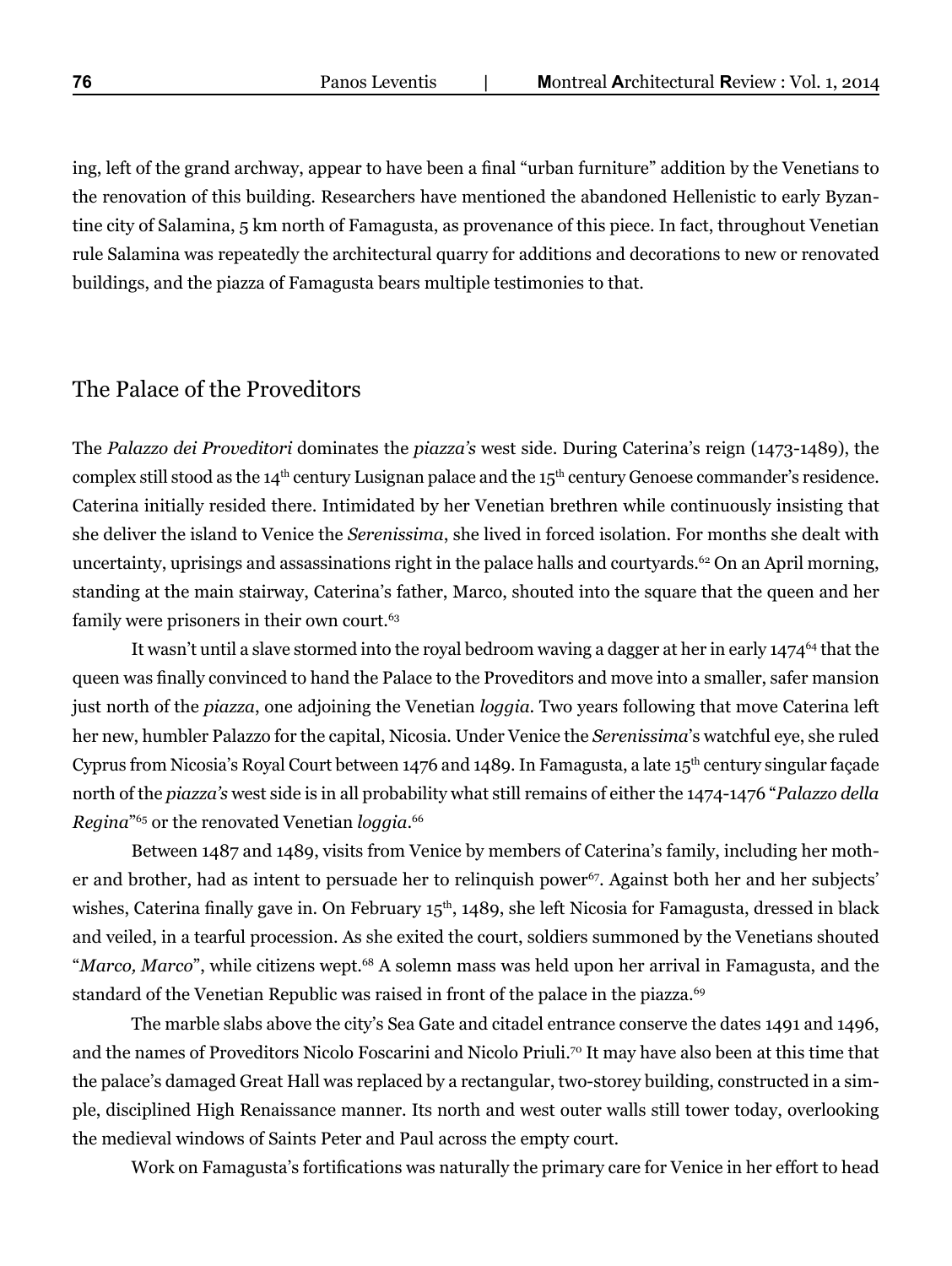ing, left of the grand archway, appear to have been a final "urban furniture" addition by the Venetians to the renovation of this building. Researchers have mentioned the abandoned Hellenistic to early Byzantine city of Salamina, 5 km north of Famagusta, as provenance of this piece. In fact, throughout Venetian rule Salamina was repeatedly the architectural quarry for additions and decorations to new or renovated buildings, and the piazza of Famagusta bears multiple testimonies to that.

## The Palace of the Proveditors

The *Palazzo dei Proveditori* dominates the *piazza's* west side. During Caterina's reign (1473-1489), the complex still stood as the 14th century Lusignan palace and the 15th century Genoese commander's residence. Caterina initially resided there. Intimidated by her Venetian brethren while continuously insisting that she deliver the island to Venice the *Serenissima*, she lived in forced isolation. For months she dealt with uncertainty, uprisings and assassinations right in the palace halls and courtyards.[62] On an April morning, standing at the main stairway, Caterina's father, Marco, shouted into the square that the queen and her family were prisoners in their own court.[63]

It wasn't until a slave stormed into the royal bedroom waving a dagger at her in early 1474[64] that the queen was finally convinced to hand the Palace to the Proveditors and move into a smaller, safer mansion just north of the *piazza*, one adjoining the Venetian *loggia*. Two years following that move Caterina left her new, humbler Palazzo for the capital, Nicosia. Under Venice the *Serenissima*'s watchful eye, she ruled Cyprus from Nicosia's Royal Court between 1476 and 1489. In Famagusta, a late 15th century singular façade north of the *piazza's* west side is in all probability what still remains of either the 1474-1476 "*Palazzo della Regina*"[65] or the renovated Venetian *loggia*.[66]

Between 1487 and 1489, visits from Venice by members of Caterina's family, including her mother and brother, had as intent to persuade her to relinquish power[67]. Against both her and her subjects' wishes, Caterina finally gave in. On February 15th, 1489, she left Nicosia for Famagusta, dressed in black and veiled, in a tearful procession. As she exited the court, soldiers summoned by the Venetians shouted "*Marco, Marco*", while citizens wept.[68] A solemn mass was held upon her arrival in Famagusta, and the standard of the Venetian Republic was raised in front of the palace in the piazza.[69]

The marble slabs above the city's Sea Gate and citadel entrance conserve the dates 1491 and 1496, and the names of Proveditors Nicolo Foscarini and Nicolo Priuli.[70] It may have also been at this time that the palace's damaged Great Hall was replaced by a rectangular, two-storey building, constructed in a simple, disciplined High Renaissance manner. Its north and west outer walls still tower today, overlooking the medieval windows of Saints Peter and Paul across the empty court.

Work on Famagusta's fortifications was naturally the primary care for Venice in her effort to head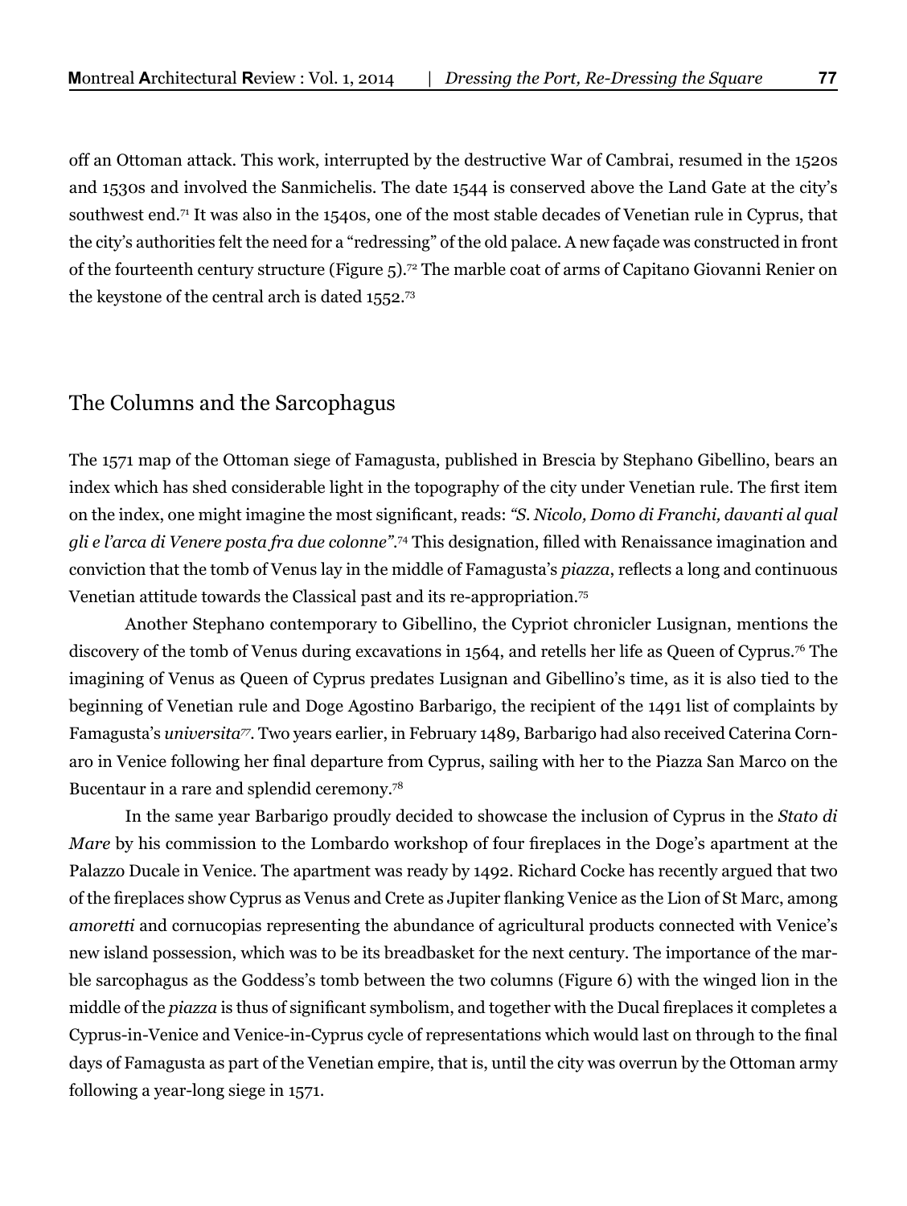off an Ottoman attack. This work, interrupted by the destructive War of Cambrai, resumed in the 1520s and 1530s and involved the Sanmichelis. The date 1544 is conserved above the Land Gate at the city's southwest end.[71] It was also in the 1540s, one of the most stable decades of Venetian rule in Cyprus, that the city's authorities felt the need for a "redressing" of the old palace. A new façade was constructed in front of the fourteenth century structure (Figure 5).[72] The marble coat of arms of Capitano Giovanni Renier on the keystone of the central arch is dated 1552.[73]

## The Columns and the Sarcophagus

The 1571 map of the Ottoman siege of Famagusta, published in Brescia by Stephano Gibellino, bears an index which has shed considerable light in the topography of the city under Venetian rule. The first item on the index, one might imagine the most significant, reads: *"S. Nicolo, Domo di Franchi, davanti al qual gli e l'arca di Venere posta fra due colonne"*.[74] This designation, filled with Renaissance imagination and conviction that the tomb of Venus lay in the middle of Famagusta's *piazza*, reflects a long and continuous Venetian attitude towards the Classical past and its re-appropriation.[75]

Another Stephano contemporary to Gibellino, the Cypriot chronicler Lusignan, mentions the discovery of the tomb of Venus during excavations in 1564, and retells her life as Queen of Cyprus.[76] The imagining of Venus as Queen of Cyprus predates Lusignan and Gibellino's time, as it is also tied to the beginning of Venetian rule and Doge Agostino Barbarigo, the recipient of the 1491 list of complaints by Famagusta's *universita*[77]. Two years earlier, in February 1489, Barbarigo had also received Caterina Cornaro in Venice following her final departure from Cyprus, sailing with her to the Piazza San Marco on the Bucentaur in a rare and splendid ceremony.[78]

In the same year Barbarigo proudly decided to showcase the inclusion of Cyprus in the *Stato di Mare* by his commission to the Lombardo workshop of four fireplaces in the Doge's apartment at the Palazzo Ducale in Venice. The apartment was ready by 1492. Richard Cocke has recently argued that two of the fireplaces show Cyprus as Venus and Crete as Jupiter flanking Venice as the Lion of St Marc, among *amoretti* and cornucopias representing the abundance of agricultural products connected with Venice's new island possession, which was to be its breadbasket for the next century. The importance of the marble sarcophagus as the Goddess's tomb between the two columns (Figure 6) with the winged lion in the middle of the *piazza* is thus of significant symbolism, and together with the Ducal fireplaces it completes a Cyprus-in-Venice and Venice-in-Cyprus cycle of representations which would last on through to the final days of Famagusta as part of the Venetian empire, that is, until the city was overrun by the Ottoman army following a year-long siege in 1571.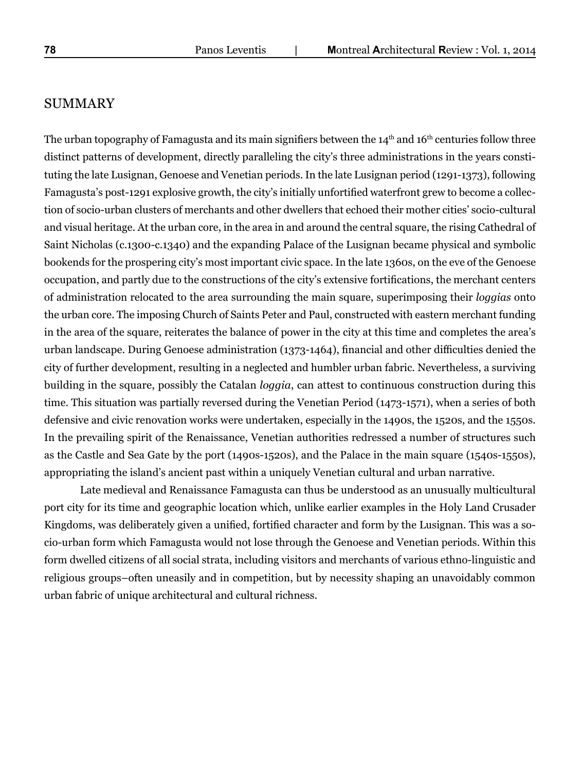## SUMMARY

The urban topography of Famagusta and its main signifiers between the 14th and 16th centuries follow three distinct patterns of development, directly paralleling the city's three administrations in the years constituting the late Lusignan, Genoese and Venetian periods. In the late Lusignan period (1291-1373), following Famagusta's post-1291 explosive growth, the city's initially unfortified waterfront grew to become a collection of socio-urban clusters of merchants and other dwellers that echoed their mother cities' socio-cultural and visual heritage. At the urban core, in the area in and around the central square, the rising Cathedral of Saint Nicholas (c.1300-c.1340) and the expanding Palace of the Lusignan became physical and symbolic bookends for the prospering city's most important civic space. In the late 1360s, on the eve of the Genoese occupation, and partly due to the constructions of the city's extensive fortifications, the merchant centers of administration relocated to the area surrounding the main square, superimposing their *loggias* onto the urban core. The imposing Church of Saints Peter and Paul, constructed with eastern merchant funding in the area of the square, reiterates the balance of power in the city at this time and completes the area's urban landscape. During Genoese administration (1373-1464), financial and other difficulties denied the city of further development, resulting in a neglected and humbler urban fabric. Nevertheless, a surviving building in the square, possibly the Catalan *loggia*, can attest to continuous construction during this time. This situation was partially reversed during the Venetian Period (1473-1571), when a series of both defensive and civic renovation works were undertaken, especially in the 1490s, the 1520s, and the 1550s. In the prevailing spirit of the Renaissance, Venetian authorities redressed a number of structures such as the Castle and Sea Gate by the port (1490s-1520s), and the Palace in the main square (1540s-1550s), appropriating the island's ancient past within a uniquely Venetian cultural and urban narrative.

Late medieval and Renaissance Famagusta can thus be understood as an unusually multicultural port city for its time and geographic location which, unlike earlier examples in the Holy Land Crusader Kingdoms, was deliberately given a unified, fortified character and form by the Lusignan. This was a socio-urban form which Famagusta would not lose through the Genoese and Venetian periods. Within this form dwelled citizens of all social strata, including visitors and merchants of various ethno-linguistic and religious groups–often uneasily and in competition, but by necessity shaping an unavoidably common urban fabric of unique architectural and cultural richness.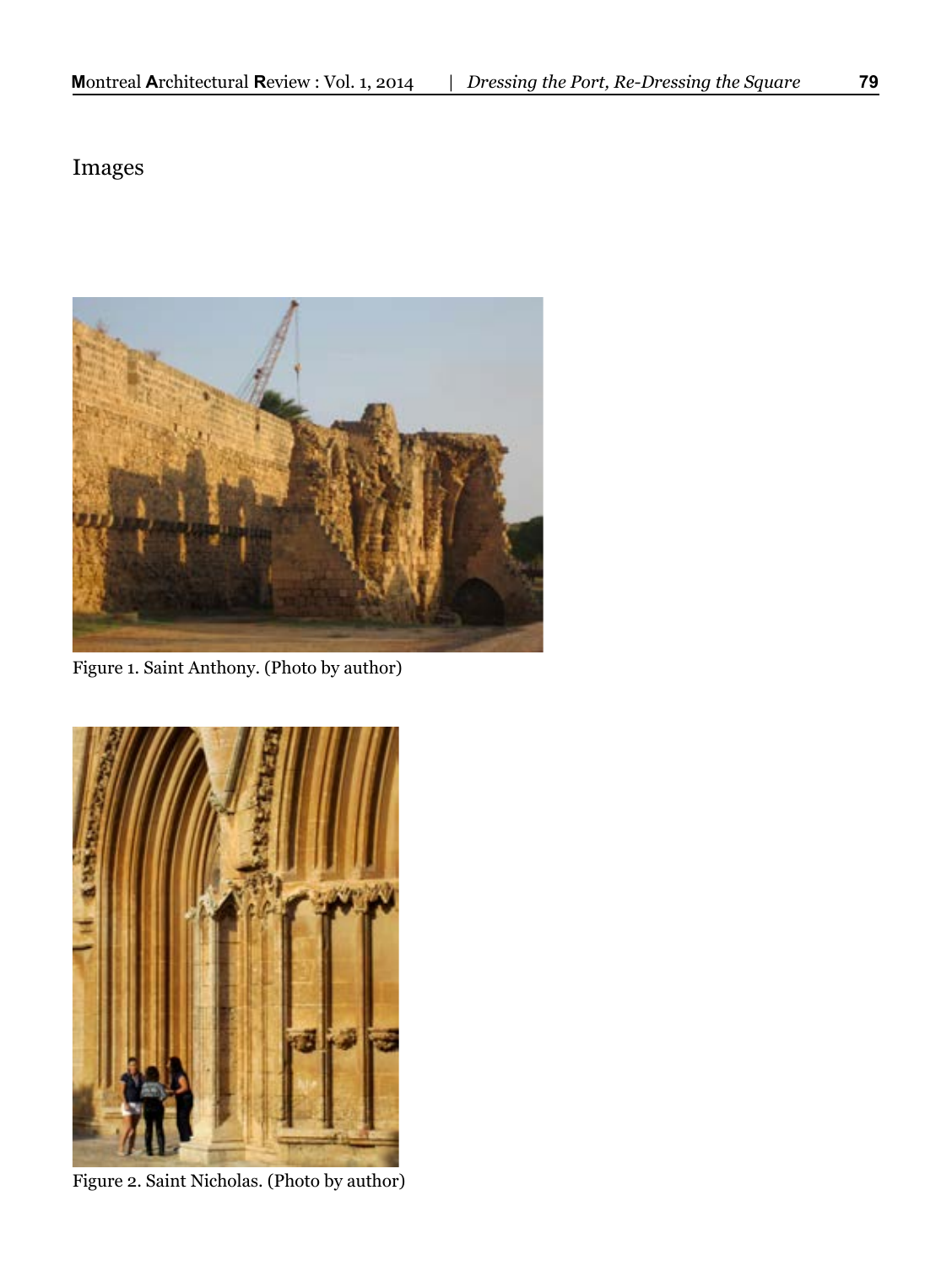Images

Figure 1. Saint Anthony. (Photo by author)

Figure 2. Saint Nicholas. (Photo by author)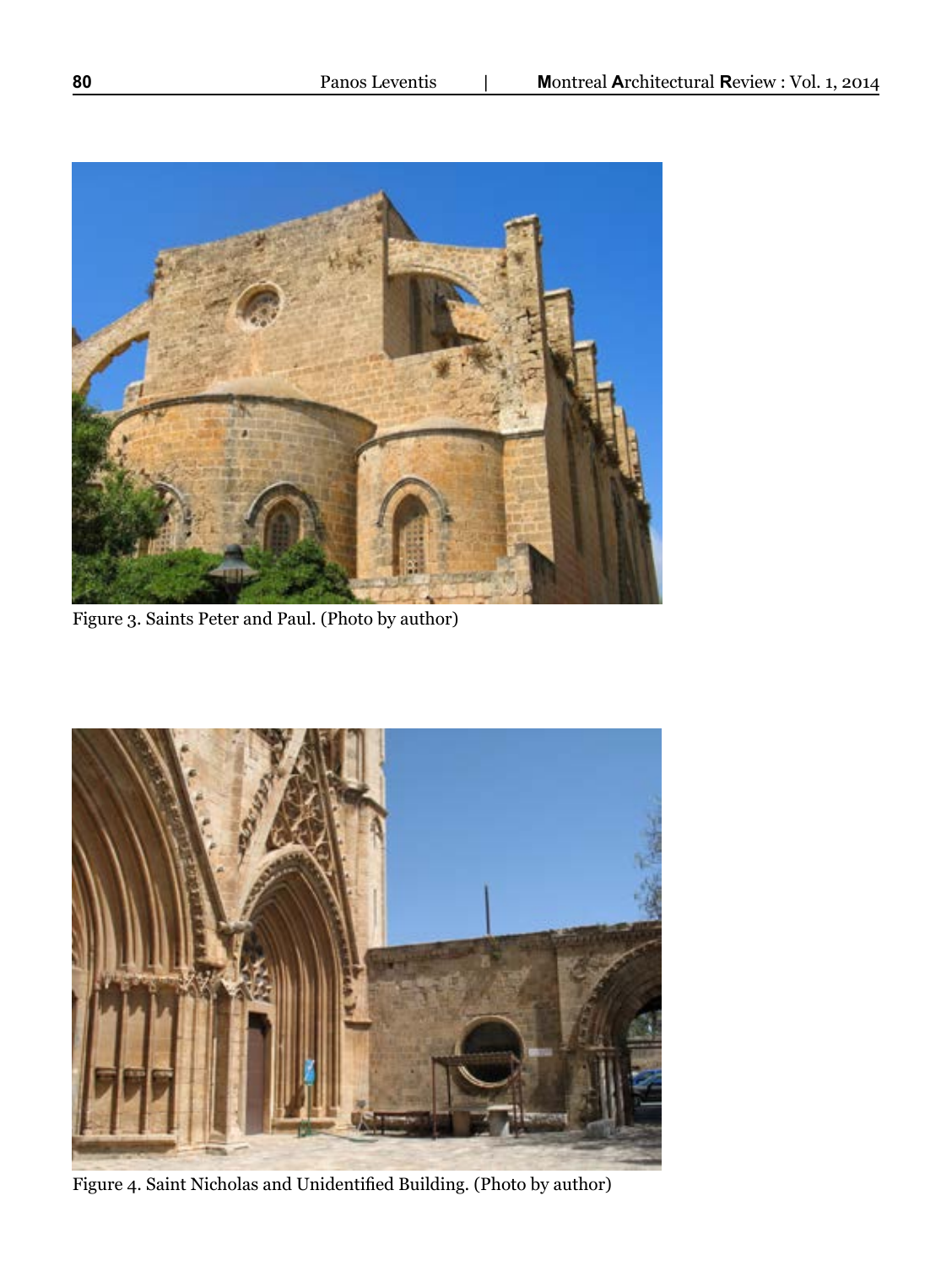Figure 3. Saints Peter and Paul. (Photo by author)

Figure 4. Saint Nicholas and Unidentified Building. (Photo by author)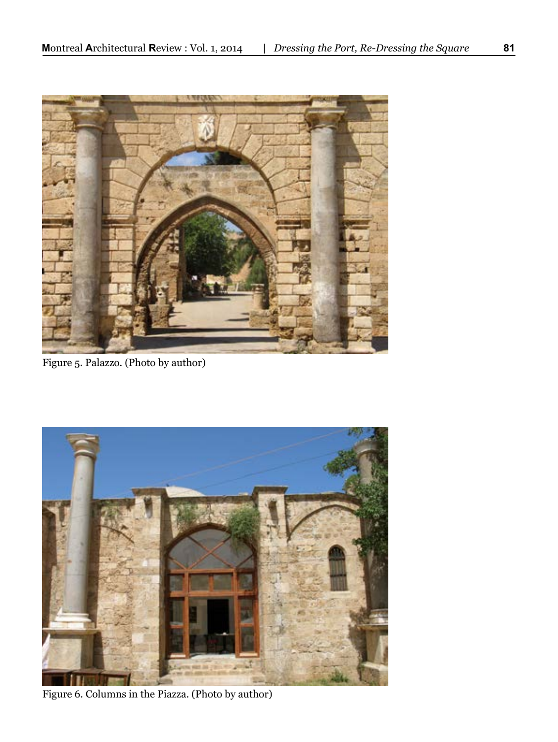Figure 5. Palazzo. (Photo by author)

Figure 6. Columns in the Piazza. (Photo by author)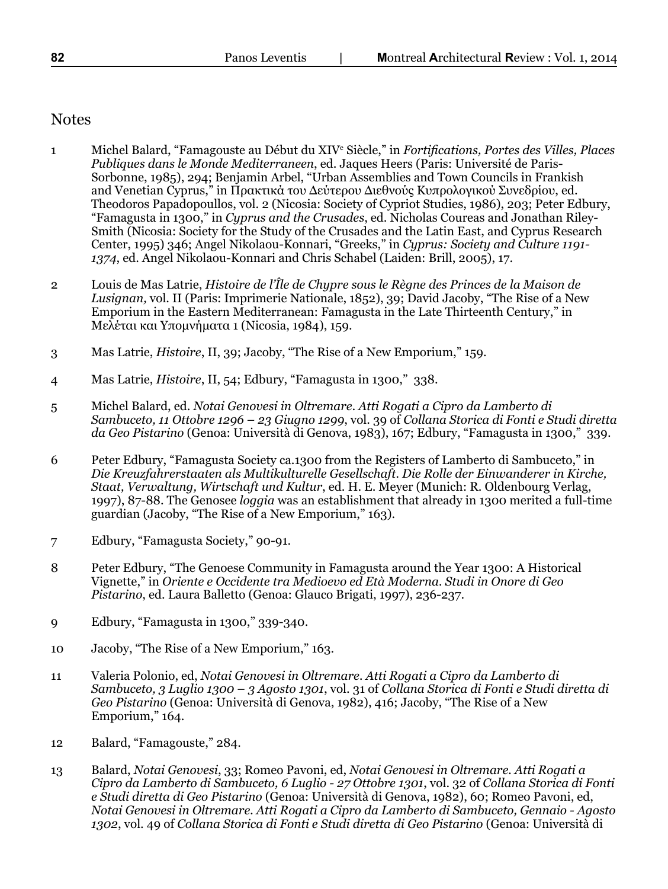## Notes

1. Michel Balard, "Famagouste au Début du XIV[e] Siècle," in *Fortifications, Portes des Villes, Places Publiques dans le Monde Mediterraneen*, ed. Jaques Heers (Paris: Université de Paris-Sorbonne, 1985), 294; Benjamin Arbel, "Urban Assemblies and Town Councils in Frankish and Venetian Cyprus," in Πρακτικά του Δεύτερου Διεθνούς Κυπρολογικού Συνεδρίου, ed. Theodoros Papadopoullos, vol. 2 (Nicosia: Society of Cypriot Studies, 1986), 203; Peter Edbury, "Famagusta in 1300," in *Cyprus and the Crusades*, ed. Nicholas Coureas and Jonathan Riley-Smith (Nicosia: Society for the Study of the Crusades and the Latin East, and Cyprus Research Center, 1995) 346; Angel Nikolaou-Konnari, "Greeks," in *Cyprus: Society and Culture 1191-1374*, ed. Angel Nikolaou-Konnari and Chris Schabel (Laiden: Brill, 2005), 17.

2. Louis de Mas Latrie, *Histoire de l'Île de Chypre sous le Règne des Princes de la Maison de Lusignan,* vol. II (Paris: Imprimerie Nationale, 1852), 39; David Jacoby, "The Rise of a New Emporium in the Eastern Mediterranean: Famagusta in the Late Thirteenth Century," in Μελέται και Υπομνήματα 1 (Nicosia, 1984), 159.

3. Mas Latrie, *Histoire*, II, 39; Jacoby, "The Rise of a New Emporium," 159.

4. Mas Latrie, *Histoire*, II, 54; Edbury, "Famagusta in 1300," 338.

5. Michel Balard, ed. *Notai Genovesi in Oltremare. Atti Rogati a Cipro da Lamberto di Sambuceto, 11 Ottobre 1296 – 23 Giugno 1299*, vol. 39 of *Collana Storica di Fonti e Studi diretta da Geo Pistarino* (Genoa: Università di Genova, 1983), 167; Edbury, "Famagusta in 1300," 339.

6. Peter Edbury, "Famagusta Society ca.1300 from the Registers of Lamberto di Sambuceto," in *Die Kreuzfahrerstaaten als Multikulturelle Gesellschaft. Die Rolle der Einwanderer in Kirche, Staat, Verwaltung, Wirtschaft und Kultur*, ed. H. E. Meyer (Munich: R. Oldenbourg Verlag, 1997), 87-88. The Genosee *loggia* was an establishment that already in 1300 merited a full-time guardian (Jacoby, "The Rise of a New Emporium," 163).

7. Edbury, "Famagusta Society," 90-91.

8. Peter Edbury, "The Genoese Community in Famagusta around the Year 1300: A Historical Vignette," in *Oriente e Occidente tra Medioevo ed Età Moderna. Studi in Onore di Geo Pistarino*, ed. Laura Balletto (Genoa: Glauco Brigati, 1997), 236-237.

9. Edbury, "Famagusta in 1300," 339-340.

10. Jacoby, "The Rise of a New Emporium," 163.

11. Valeria Polonio, ed, *Notai Genovesi in Oltremare. Atti Rogati a Cipro da Lamberto di Sambuceto, 3 Luglio 1300 – 3 Agosto 1301*, vol. 31 of *Collana Storica di Fonti e Studi diretta di Geo Pistarino* (Genoa: Università di Genova, 1982), 416; Jacoby, "The Rise of a New Emporium," 164.

12. Balard, "Famagouste," 284.

13. Balard, *Notai Genovesi*, 33; Romeo Pavoni, ed, *Notai Genovesi in Oltremare. Atti Rogati a Cipro da Lamberto di Sambuceto, 6 Luglio - 27 Ottobre 1301*, vol. 32 of *Collana Storica di Fonti e Studi diretta di Geo Pistarino* (Genoa: Università di Genova, 1982), 60; Romeo Pavoni, ed, *Notai Genovesi in Oltremare. Atti Rogati a Cipro da Lamberto di Sambuceto, Gennaio - Agosto 1302*, vol. 49 of *Collana Storica di Fonti e Studi diretta di Geo Pistarino* (Genoa: Università di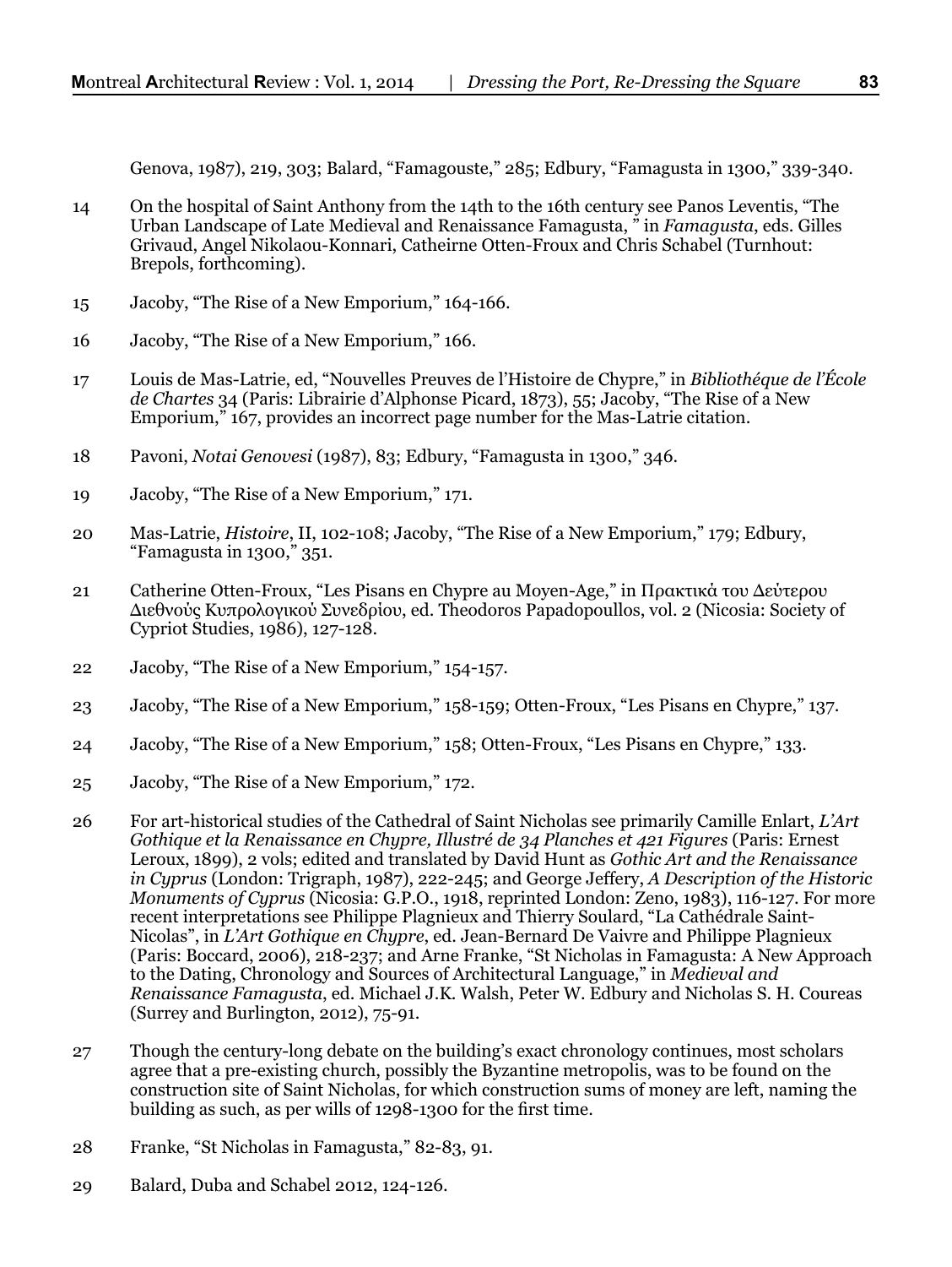Genova, 1987), 219, 303; Balard, "Famagouste," 285; Edbury, "Famagusta in 1300," 339-340.

14 On the hospital of Saint Anthony from the 14th to the 16th century see Panos Leventis, "The Urban Landscape of Late Medieval and Renaissance Famagusta, " in *Famagusta*, eds. Gilles Grivaud, Angel Nikolaou-Konnari, Catheirne Otten-Froux and Chris Schabel (Turnhout: Brepols, forthcoming).

15 Jacoby, "The Rise of a New Emporium," 164-166.

16 Jacoby, "The Rise of a New Emporium," 166.

17 Louis de Mas-Latrie, ed, "Nouvelles Preuves de l'Histoire de Chypre," in *Bibliothéque de l'École de Chartes* 34 (Paris: Librairie d'Alphonse Picard, 1873), 55; Jacoby, "The Rise of a New Emporium," 167, provides an incorrect page number for the Mas-Latrie citation.

18 Pavoni, *Notai Genovesi* (1987), 83; Edbury, "Famagusta in 1300," 346.

19 Jacoby, "The Rise of a New Emporium," 171.

20 Mas-Latrie, *Histoire*, II, 102-108; Jacoby, "The Rise of a New Emporium," 179; Edbury, "Famagusta in 1300," 351.

21 Catherine Otten-Froux, "Les Pisans en Chypre au Moyen-Age," in Πρακτικά του Δεύτερου Διεθνούς Κυπρολογικού Συνεδρίου, ed. Theodoros Papadopoullos, vol. 2 (Nicosia: Society of Cypriot Studies, 1986), 127-128.

22 Jacoby, "The Rise of a New Emporium," 154-157.

23 Jacoby, "The Rise of a New Emporium," 158-159; Otten-Froux, "Les Pisans en Chypre," 137.

24 Jacoby, "The Rise of a New Emporium," 158; Otten-Froux, "Les Pisans en Chypre," 133.

25 Jacoby, "The Rise of a New Emporium," 172.

26 For art-historical studies of the Cathedral of Saint Nicholas see primarily Camille Enlart, *L'Art Gothique et la Renaissance en Chypre, Illustré de 34 Planches et 421 Figures* (Paris: Ernest Leroux, 1899), 2 vols; edited and translated by David Hunt as *Gothic Art and the Renaissance in Cyprus* (London: Trigraph, 1987), 222-245; and George Jeffery, *A Description of the Historic Monuments of Cyprus* (Nicosia: G.P.O., 1918, reprinted London: Zeno, 1983), 116-127. For more recent interpretations see Philippe Plagnieux and Thierry Soulard, "La Cathédrale Saint-Nicolas", in *L'Art Gothique en Chypre*, ed. Jean-Bernard De Vaivre and Philippe Plagnieux (Paris: Boccard, 2006), 218-237; and Arne Franke, "St Nicholas in Famagusta: A New Approach to the Dating, Chronology and Sources of Architectural Language," in *Medieval and Renaissance Famagusta*, ed. Michael J.K. Walsh, Peter W. Edbury and Nicholas S. H. Coureas (Surrey and Burlington, 2012), 75-91.

27 Though the century-long debate on the building's exact chronology continues, most scholars agree that a pre-existing church, possibly the Byzantine metropolis, was to be found on the construction site of Saint Nicholas, for which construction sums of money are left, naming the building as such, as per wills of 1298-1300 for the first time.

28 Franke, "St Nicholas in Famagusta," 82-83, 91.

29 Balard, Duba and Schabel 2012, 124-126.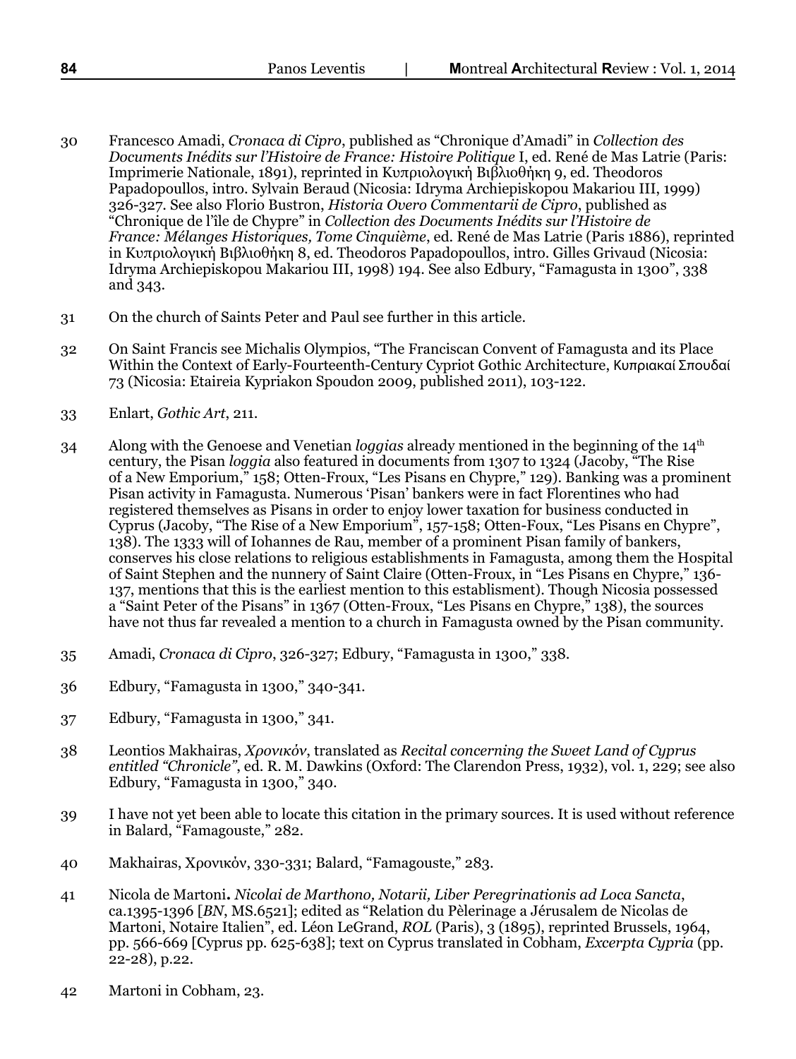30 Francesco Amadi, *Cronaca di Cipro*, published as "Chronique d'Amadi" in *Collection des Documents Inédits sur l'Histoire de France: Histoire Politique* I, ed. René de Mas Latrie (Paris: Imprimerie Nationale, 1891), reprinted in Κυπριολογική Βιβλιοθήκη 9, ed. Theodoros Papadopoullos, intro. Sylvain Beraud (Nicosia: Idryma Archiepiskopou Makariou III, 1999) 326-327. See also Florio Bustron, *Historia Overo Commentarii de Cipro*, published as "Chronique de l'île de Chypre" in *Collection des Documents Inédits sur l'Histoire de France: Mélanges Historiques, Tome Cinquième*, ed. René de Mas Latrie (Paris 1886), reprinted in Κυπριολογική Βιβλιοθήκη 8, ed. Theodoros Papadopoullos, intro. Gilles Grivaud (Nicosia: Idryma Archiepiskopou Makariou III, 1998) 194. See also Edbury, "Famagusta in 1300", 338 and 343.

31 On the church of Saints Peter and Paul see further in this article.

32 On Saint Francis see Michalis Olympios, "The Franciscan Convent of Famagusta and its Place Within the Context of Early-Fourteenth-Century Cypriot Gothic Architecture, Κυπριακαί Σπουδαί 73 (Nicosia: Etaireia Kypriakon Spoudon 2009, published 2011), 103-122.

33 Enlart, *Gothic Art*, 211.

34 Along with the Genoese and Venetian *loggias* already mentioned in the beginning of the 14th century, the Pisan *loggia* also featured in documents from 1307 to 1324 (Jacoby, "The Rise of a New Emporium," 158; Otten-Froux, "Les Pisans en Chypre," 129). Banking was a prominent Pisan activity in Famagusta. Numerous 'Pisan' bankers were in fact Florentines who had registered themselves as Pisans in order to enjoy lower taxation for business conducted in Cyprus (Jacoby, "The Rise of a New Emporium", 157-158; Otten-Foux, "Les Pisans en Chypre", 138). The 1333 will of Iohannes de Rau, member of a prominent Pisan family of bankers, conserves his close relations to religious establishments in Famagusta, among them the Hospital of Saint Stephen and the nunnery of Saint Claire (Otten-Froux, in "Les Pisans en Chypre," 136-137, mentions that this is the earliest mention to this establisment). Though Nicosia possessed a "Saint Peter of the Pisans" in 1367 (Otten-Froux, "Les Pisans en Chypre," 138), the sources have not thus far revealed a mention to a church in Famagusta owned by the Pisan community.

35 Amadi, *Cronaca di Cipro*, 326-327; Edbury, "Famagusta in 1300," 338.

36 Edbury, "Famagusta in 1300," 340-341.

37 Edbury, "Famagusta in 1300," 341.

38 Leontios Makhairas, *Χρονικόν*, translated as *Recital concerning the Sweet Land of Cyprus entitled "Chronicle"*, ed. R. M. Dawkins (Oxford: The Clarendon Press, 1932), vol. 1, 229; see also Edbury, "Famagusta in 1300," 340.

39 I have not yet been able to locate this citation in the primary sources. It is used without reference in Balard, "Famagouste," 282.

40 Makhairas, Χρονικόν, 330-331; Balard, "Famagouste," 283.

41 Nicola de Martoni**.** *Nicolai de Marthono, Notarii, Liber Peregrinationis ad Loca Sancta*, ca.1395-1396 [*BN*, MS.6521]; edited as "Relation du Pèlerinage a Jérusalem de Nicolas de Martoni, Notaire Italien", ed. Léon LeGrand, *ROL* (Paris), 3 (1895), reprinted Brussels, 1964, pp. 566-669 [Cyprus pp. 625-638]; text on Cyprus translated in Cobham, *Excerpta Cypria* (pp. 22-28), p.22.

42 Martoni in Cobham, 23.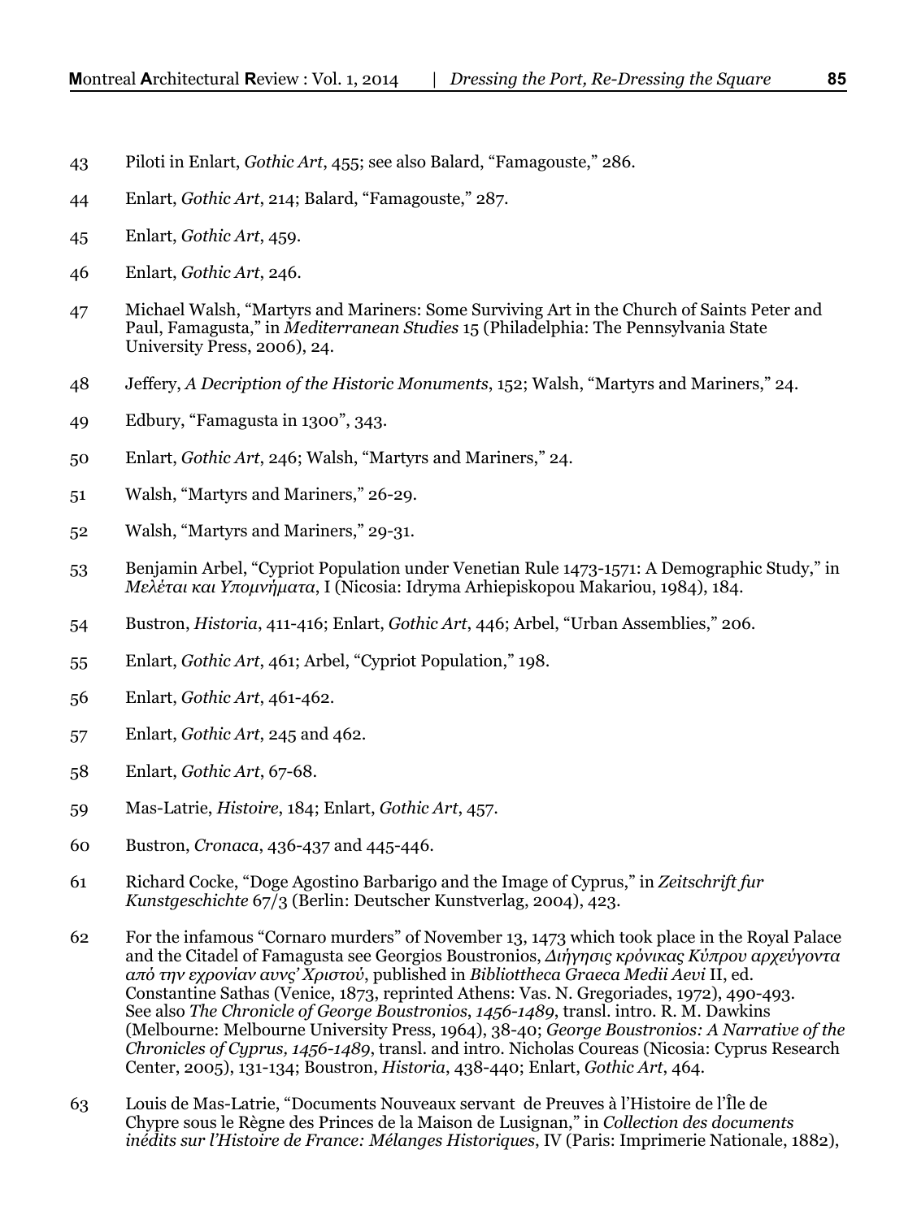43 Piloti in Enlart, *Gothic Art*, 455; see also Balard, "Famagouste," 286.

44 Enlart, *Gothic Art*, 214; Balard, "Famagouste," 287.

45 Enlart, *Gothic Art*, 459.

46 Enlart, *Gothic Art*, 246.

47 Michael Walsh, "Martyrs and Mariners: Some Surviving Art in the Church of Saints Peter and Paul, Famagusta," in *Mediterranean Studies* 15 (Philadelphia: The Pennsylvania State University Press, 2006), 24.

48 Jeffery, *A Decription of the Historic Monuments*, 152; Walsh, "Martyrs and Mariners," 24.

49 Edbury, "Famagusta in 1300", 343.

50 Enlart, *Gothic Art*, 246; Walsh, "Martyrs and Mariners," 24.

51 Walsh, "Martyrs and Mariners," 26-29.

52 Walsh, "Martyrs and Mariners," 29-31.

53 Benjamin Arbel, "Cypriot Population under Venetian Rule 1473-1571: A Demographic Study," in *Μελέται και Υπομνήματα*, I (Nicosia: Idryma Arhiepiskopou Makariou, 1984), 184.

54 Bustron, *Historia*, 411-416; Enlart, *Gothic Art*, 446; Arbel, "Urban Assemblies," 206.

55 Enlart, *Gothic Art*, 461; Arbel, "Cypriot Population," 198.

56 Enlart, *Gothic Art*, 461-462.

57 Enlart, *Gothic Art*, 245 and 462.

58 Enlart, *Gothic Art*, 67-68.

59 Mas-Latrie, *Histoire*, 184; Enlart, *Gothic Art*, 457.

60 Bustron, *Cronaca*, 436-437 and 445-446.

61 Richard Cocke, "Doge Agostino Barbarigo and the Image of Cyprus," in *Zeitschrift fur Kunstgeschichte* 67/3 (Berlin: Deutscher Kunstverlag, 2004), 423.

62 For the infamous "Cornaro murders" of November 13, 1473 which took place in the Royal Palace and the Citadel of Famagusta see Georgios Boustronios, *Διήγησις κρόνικας Κύπρου αρχεύγοντα από την εχρονίαν αυνς' Χριστού*, published in *Bibliottheca Graeca Medii Aevi* II, ed. Constantine Sathas (Venice, 1873, reprinted Athens: Vas. N. Gregoriades, 1972), 490-493. See also *The Chronicle of George Boustronios, 1456-1489*, transl. intro. R. M. Dawkins (Melbourne: Melbourne University Press, 1964), 38-40; *George Boustronios: A Narrative of the Chronicles of Cyprus, 1456-1489*, transl. and intro. Nicholas Coureas (Nicosia: Cyprus Research Center, 2005), 131-134; Boustron, *Historia*, 438-440; Enlart, *Gothic Art*, 464.

63 Louis de Mas-Latrie, "Documents Nouveaux servant de Preuves à l'Histoire de l'Île de Chypre sous le Règne des Princes de la Maison de Lusignan," in *Collection des documents inédits sur l'Histoire de France: Mélanges Historiques*, IV (Paris: Imprimerie Nationale, 1882),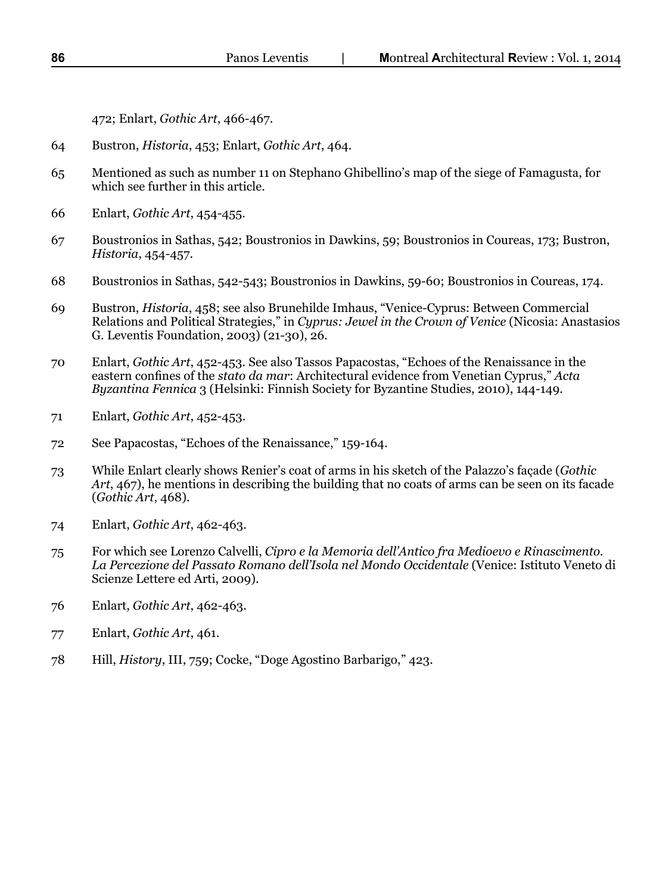472; Enlart, *Gothic Art*, 466-467.

64 Bustron, *Historia*, 453; Enlart, *Gothic Art*, 464.

65 Mentioned as such as number 11 on Stephano Ghibellino's map of the siege of Famagusta, for which see further in this article.

66 Enlart, *Gothic Art*, 454-455.

67 Boustronios in Sathas, 542; Boustronios in Dawkins, 59; Boustronios in Coureas, 173; Bustron, *Historia*, 454-457.

68 Boustronios in Sathas, 542-543; Boustronios in Dawkins, 59-60; Boustronios in Coureas, 174.

69 Bustron, *Historia*, 458; see also Brunehilde Imhaus, "Venice-Cyprus: Between Commercial Relations and Political Strategies," in *Cyprus: Jewel in the Crown of Venice* (Nicosia: Anastasios G. Leventis Foundation, 2003) (21-30), 26.

70 Enlart, *Gothic Art*, 452-453. See also Tassos Papacostas, "Echoes of the Renaissance in the eastern confines of the *stato da mar*: Architectural evidence from Venetian Cyprus," *Acta Byzantina Fennica* 3 (Helsinki: Finnish Society for Byzantine Studies, 2010), 144-149.

71 Enlart, *Gothic Art*, 452-453.

72 See Papacostas, "Echoes of the Renaissance," 159-164.

73 While Enlart clearly shows Renier's coat of arms in his sketch of the Palazzo's façade (*Gothic Art*, 467), he mentions in describing the building that no coats of arms can be seen on its facade (*Gothic Art*, 468).

74 Enlart, *Gothic Art*, 462-463.

75 For which see Lorenzo Calvelli, *Cipro e la Memoria dell'Antico fra Medioevo e Rinascimento. La Percezione del Passato Romano dell'Isola nel Mondo Occidentale* (Venice: Istituto Veneto di Scienze Lettere ed Arti, 2009).

76 Enlart, *Gothic Art*, 462-463.

77 Enlart, *Gothic Art*, 461.

78 Hill, *History*, III, 759; Cocke, "Doge Agostino Barbarigo," 423.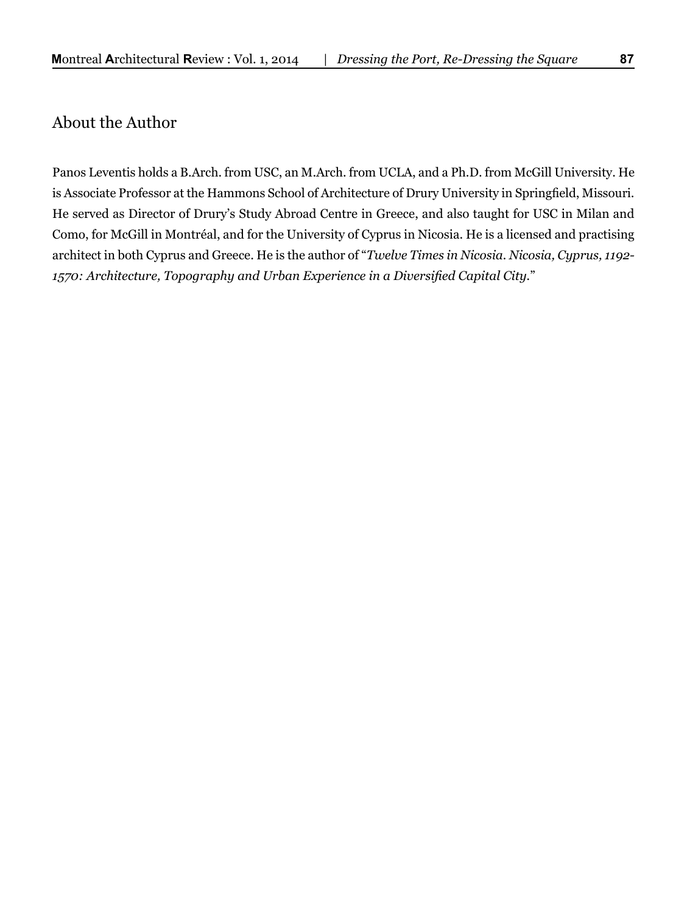## About the Author

Panos Leventis holds a B.Arch. from USC, an M.Arch. from UCLA, and a Ph.D. from McGill University. He is Associate Professor at the Hammons School of Architecture of Drury University in Springfield, Missouri. He served as Director of Drury's Study Abroad Centre in Greece, and also taught for USC in Milan and Como, for McGill in Montréal, and for the University of Cyprus in Nicosia. He is a licensed and practising architect in both Cyprus and Greece. He is the author of "*Twelve Times in Nicosia. Nicosia, Cyprus, 1192-1570: Architecture, Topography and Urban Experience in a Diversified Capital City.*"